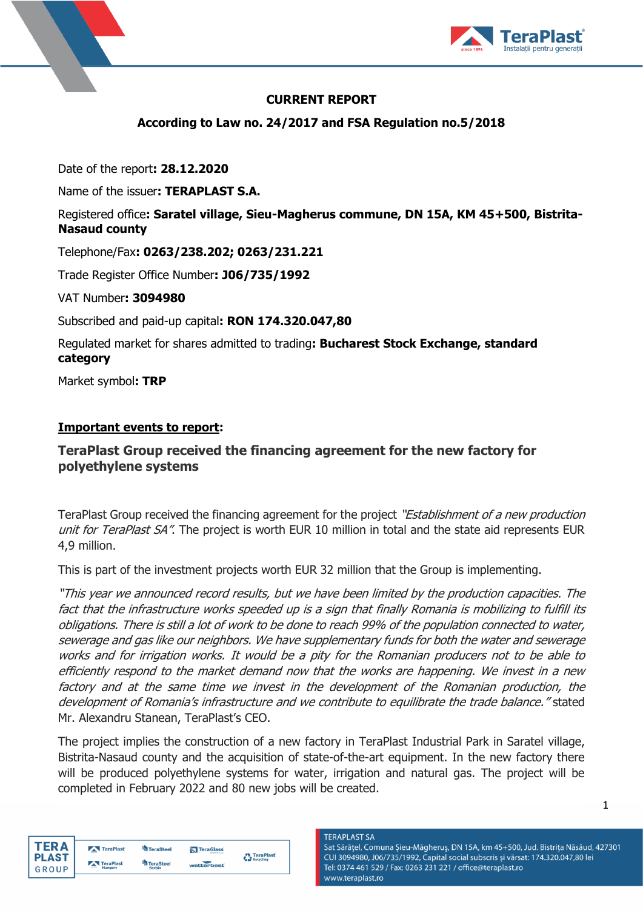**CURRENT REPORT**

**According to Law no. 24/2017 and FSA Regulation no.5/2018**

Date of the report**: 28.12.2020**

Name of the issuer**: TERAPLAST S.A.**

Registered office**: Saratel village, Sieu-Magherus commune, DN 15A, KM 45+500, Bistrita-Nasaud county**

Telephone/Fax**: 0263/238.202; 0263/231.221**

Trade Register Office Number**: J06/735/1992**

VAT Number**: 3094980**

Subscribed and paid-up capital**: RON 174.320.047,80**

Regulated market for shares admitted to trading**: Bucharest Stock Exchange, standard category**

Market symbol**: TRP**

**Important events to report**:

## TeraPlast Group received the financing agreement for the new factory for polyethylene systems

TeraPlast Group received the financing agreement for the project *"Establishment of a new production unit for TeraPlast SA"*. The project is worth EUR 10 million in total and the state aid represents EUR 4,9 million.

This is part of the investment projects worth EUR 32 million that the Group is implementing.

*"This year we announced record results, but we have been limited by the production capacities. The fact that the infrastructure works speeded up is a sign that finally Romania is mobilizing to fulfill its obligations. There is still a lot of work to be done to reach 99% of the population connected to water, sewerage and gas like our neighbors. We have supplementary funds for both the water and sewerage works and for irrigation works. It would be a pity for the Romanian producers not to be able to efficiently respond to the market demand now that the works are happening. We invest in a new factory and at the same time we invest in the development of the Romanian production, the development of Romania's infrastructure and we contribute to equilibrate the trade balance."* stated Mr. Alexandru Stanean, TeraPlast's CEO.

The project implies the construction of a new factory in TeraPlast Industrial Park in Saratel village, Bistrita-Nasaud county and the acquisition of state-of-the-art equipment. In the new factory there will be produced polyethylene systems for water, irrigation and natural gas. The project will be completed in February 2022 and 80 new jobs will be created.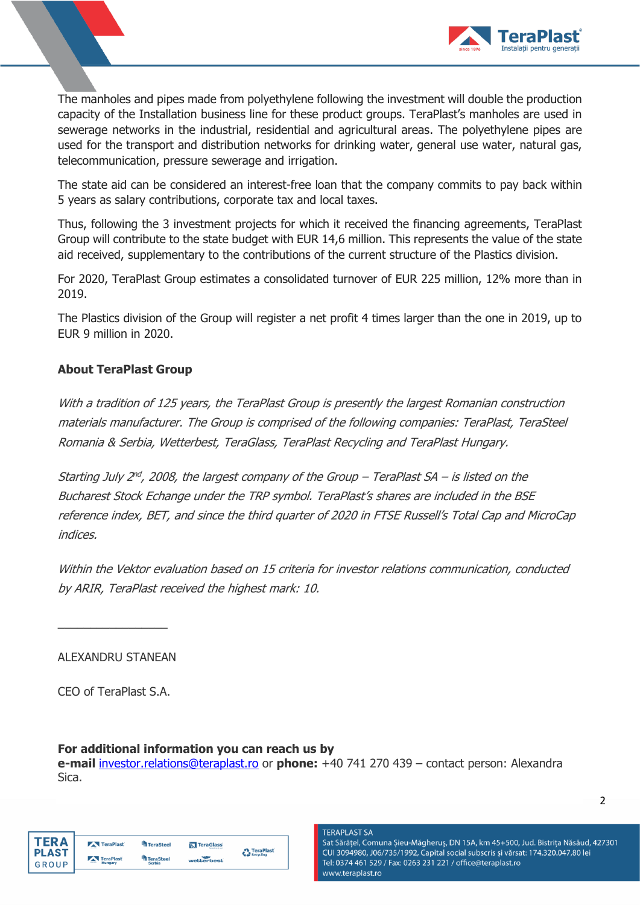The manholes and pipes made from polyethylene following the investment will double the production capacity of the Installation business line for these product groups. TeraPlast's manholes are used in sewerage networks in the industrial, residential and agricultural areas. The polyethylene pipes are used for the transport and distribution networks for drinking water, general use water, natural gas, telecommunication, pressure sewerage and irrigation.

The state aid can be considered an interest-free loan that the company commits to pay back within 5 years as salary contributions, corporate tax and local taxes.

Thus, following the 3 investment projects for which it received the financing agreements, TeraPlast Group will contribute to the state budget with EUR 14,6 million. This represents the value of the state aid received, supplementary to the contributions of the current structure of the Plastics division.

For 2020, TeraPlast Group estimates a consolidated turnover of EUR 225 million, 12% more than in 2019.

The Plastics division of the Group will register a net profit 4 times larger than the one in 2019, up to EUR 9 million in 2020.

**About TeraPlast Group**

*With a tradition of 125 years, the TeraPlast Group is presently the largest Romanian construction materials manufacturer. The Group is comprised of the following companies: TeraPlast, TeraSteel Romania & Serbia, Wetterbest, TeraGlass, TeraPlast Recycling and TeraPlast Hungary.*

*Starting July 2nd, 2008, the largest company of the Group – TeraPlast SA – is listed on the Bucharest Stock Echange under the TRP symbol. TeraPlast's shares are included in the BSE reference index, BET, and since the third quarter of 2020 in FTSE Russell's Total Cap and MicroCap indices.*

*Within the Vektor evaluation based on 15 criteria for investor relations communication, conducted by ARIR, TeraPlast received the highest mark: 10.*

\_\_\_\_\_\_\_\_\_\_\_\_\_\_\_\_\_\_

ALEXANDRU STANEAN

CEO of TeraPlast S.A.

**For additional information you can reach us by**
**e-mail** investor.relations@teraplast.ro or **phone:** +40 741 270 439 – contact person: Alexandra Sica.